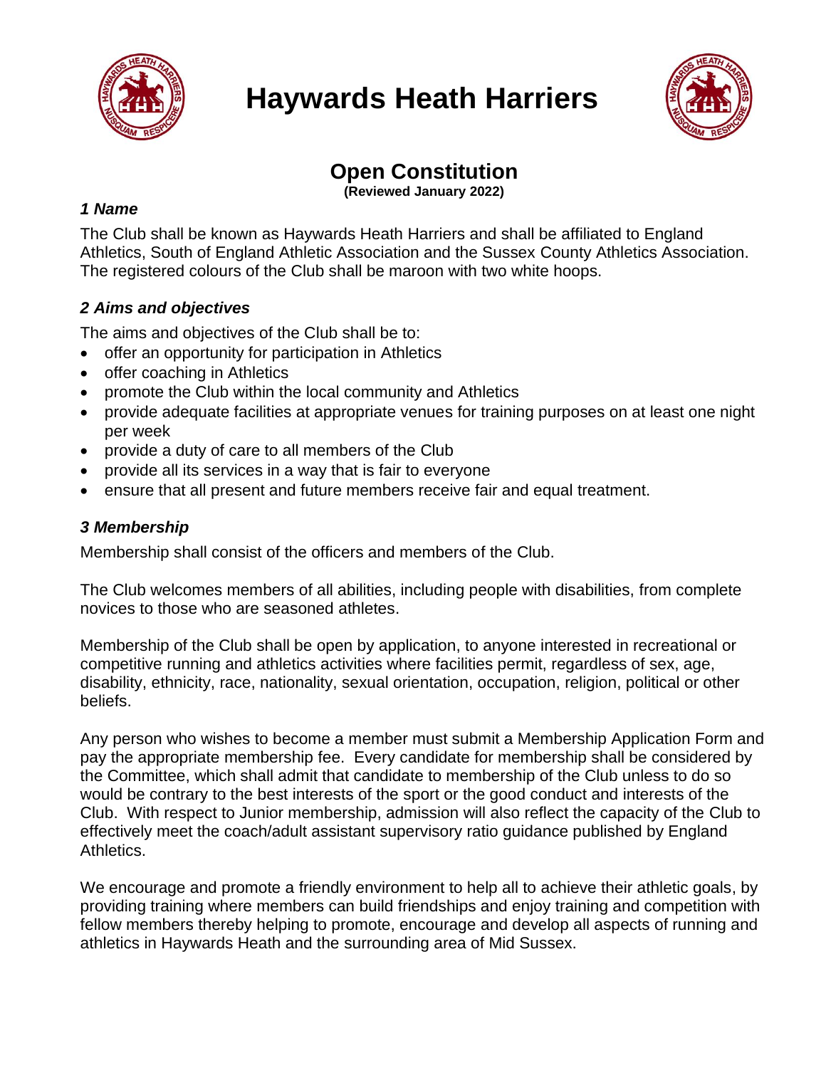# Haywards Heath Harriers

## Open Constitution

**(Reviewed January 2022)**

### *1 Name*

The Club shall be known as Haywards Heath Harriers and shall be affiliated to England Athletics, South of England Athletic Association and the Sussex County Athletics Association. The registered colours of the Club shall be maroon with two white hoops.

### *2 Aims and objectives*

The aims and objectives of the Club shall be to:

- offer an opportunity for participation in Athletics
- offer coaching in Athletics
- promote the Club within the local community and Athletics
- provide adequate facilities at appropriate venues for training purposes on at least one night per week
- provide a duty of care to all members of the Club
- provide all its services in a way that is fair to everyone
- ensure that all present and future members receive fair and equal treatment.

### *3 Membership*

Membership shall consist of the officers and members of the Club.

The Club welcomes members of all abilities, including people with disabilities, from complete novices to those who are seasoned athletes.

Membership of the Club shall be open by application, to anyone interested in recreational or competitive running and athletics activities where facilities permit, regardless of sex, age, disability, ethnicity, race, nationality, sexual orientation, occupation, religion, political or other beliefs.

Any person who wishes to become a member must submit a Membership Application Form and pay the appropriate membership fee. Every candidate for membership shall be considered by the Committee, which shall admit that candidate to membership of the Club unless to do so would be contrary to the best interests of the sport or the good conduct and interests of the Club. With respect to Junior membership, admission will also reflect the capacity of the Club to effectively meet the coach/adult assistant supervisory ratio guidance published by England Athletics.

We encourage and promote a friendly environment to help all to achieve their athletic goals, by providing training where members can build friendships and enjoy training and competition with fellow members thereby helping to promote, encourage and develop all aspects of running and athletics in Haywards Heath and the surrounding area of Mid Sussex.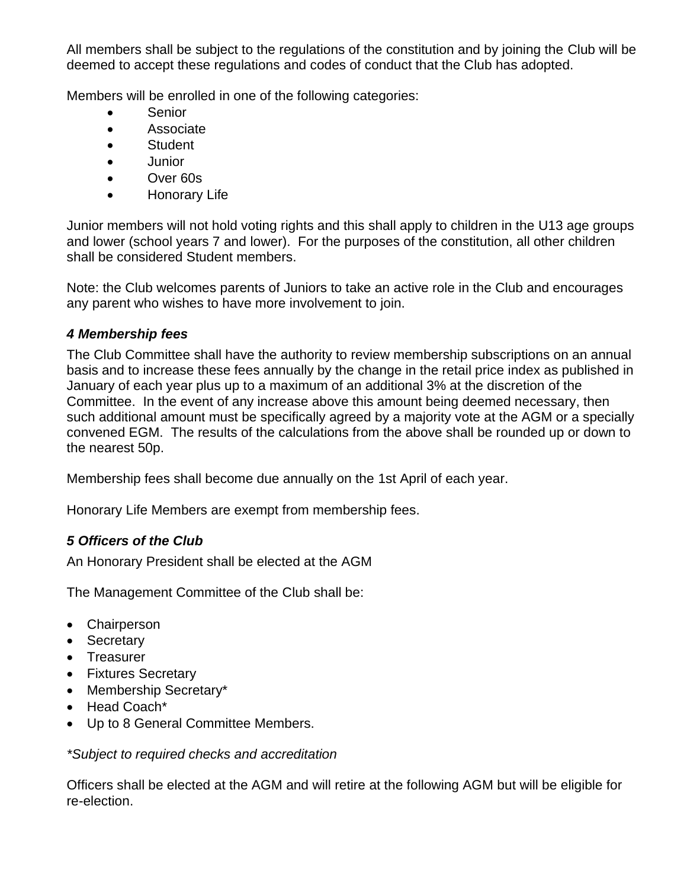All members shall be subject to the regulations of the constitution and by joining the Club will be deemed to accept these regulations and codes of conduct that the Club has adopted.

Members will be enrolled in one of the following categories:

- Senior
- Associate
- Student
- Junior
- Over 60s
- Honorary Life

Junior members will not hold voting rights and this shall apply to children in the U13 age groups and lower (school years 7 and lower). For the purposes of the constitution, all other children shall be considered Student members.

Note: the Club welcomes parents of Juniors to take an active role in the Club and encourages any parent who wishes to have more involvement to join.

### *4 Membership fees*

The Club Committee shall have the authority to review membership subscriptions on an annual basis and to increase these fees annually by the change in the retail price index as published in January of each year plus up to a maximum of an additional 3% at the discretion of the Committee. In the event of any increase above this amount being deemed necessary, then such additional amount must be specifically agreed by a majority vote at the AGM or a specially convened EGM. The results of the calculations from the above shall be rounded up or down to the nearest 50p.

Membership fees shall become due annually on the 1st April of each year.

Honorary Life Members are exempt from membership fees.

### *5 Officers of the Club*

An Honorary President shall be elected at the AGM

The Management Committee of the Club shall be:

- Chairperson
- Secretary
- Treasurer
- Fixtures Secretary
- Membership Secretary*
- Head Coach*
- Up to 8 General Committee Members.

*\*Subject to required checks and accreditation*

Officers shall be elected at the AGM and will retire at the following AGM but will be eligible for re-election.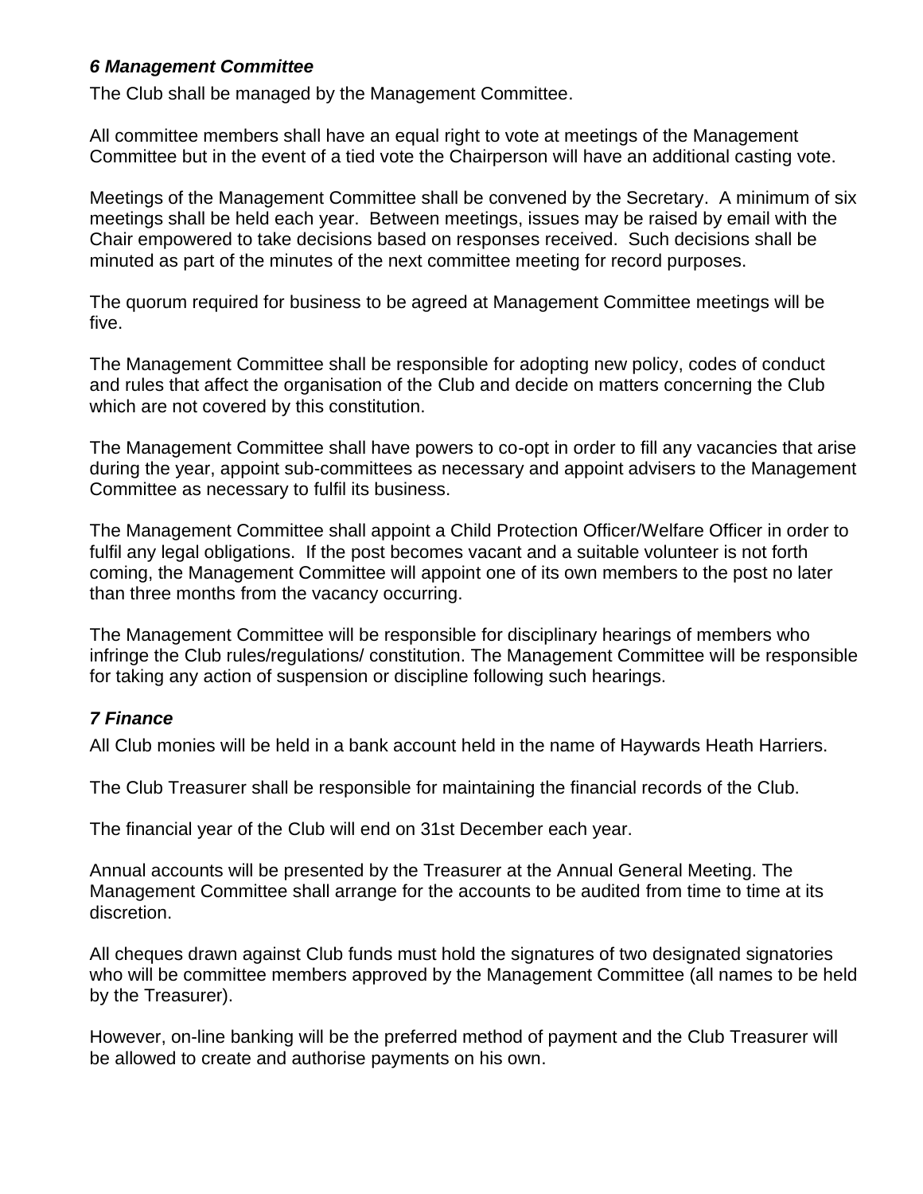### *6 Management Committee*

The Club shall be managed by the Management Committee.

All committee members shall have an equal right to vote at meetings of the Management Committee but in the event of a tied vote the Chairperson will have an additional casting vote.

Meetings of the Management Committee shall be convened by the Secretary. A minimum of six meetings shall be held each year. Between meetings, issues may be raised by email with the Chair empowered to take decisions based on responses received. Such decisions shall be minuted as part of the minutes of the next committee meeting for record purposes.

The quorum required for business to be agreed at Management Committee meetings will be five.

The Management Committee shall be responsible for adopting new policy, codes of conduct and rules that affect the organisation of the Club and decide on matters concerning the Club which are not covered by this constitution.

The Management Committee shall have powers to co-opt in order to fill any vacancies that arise during the year, appoint sub-committees as necessary and appoint advisers to the Management Committee as necessary to fulfil its business.

The Management Committee shall appoint a Child Protection Officer/Welfare Officer in order to fulfil any legal obligations. If the post becomes vacant and a suitable volunteer is not forth coming, the Management Committee will appoint one of its own members to the post no later than three months from the vacancy occurring.

The Management Committee will be responsible for disciplinary hearings of members who infringe the Club rules/regulations/ constitution. The Management Committee will be responsible for taking any action of suspension or discipline following such hearings.

### *7 Finance*

All Club monies will be held in a bank account held in the name of Haywards Heath Harriers.

The Club Treasurer shall be responsible for maintaining the financial records of the Club.

The financial year of the Club will end on 31st December each year.

Annual accounts will be presented by the Treasurer at the Annual General Meeting. The Management Committee shall arrange for the accounts to be audited from time to time at its discretion.

All cheques drawn against Club funds must hold the signatures of two designated signatories who will be committee members approved by the Management Committee (all names to be held by the Treasurer).

However, on-line banking will be the preferred method of payment and the Club Treasurer will be allowed to create and authorise payments on his own.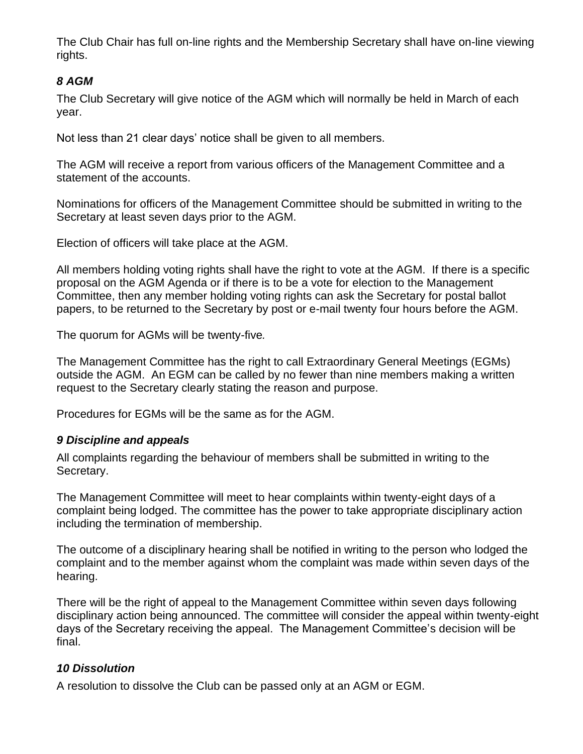The Club Chair has full on-line rights and the Membership Secretary shall have on-line viewing rights.

### *8 AGM*

The Club Secretary will give notice of the AGM which will normally be held in March of each year.

Not less than 21 clear days' notice shall be given to all members.

The AGM will receive a report from various officers of the Management Committee and a statement of the accounts.

Nominations for officers of the Management Committee should be submitted in writing to the Secretary at least seven days prior to the AGM.

Election of officers will take place at the AGM.

All members holding voting rights shall have the right to vote at the AGM. If there is a specific proposal on the AGM Agenda or if there is to be a vote for election to the Management Committee, then any member holding voting rights can ask the Secretary for postal ballot papers, to be returned to the Secretary by post or e-mail twenty four hours before the AGM.

The quorum for AGMs will be twenty-five*.*

The Management Committee has the right to call Extraordinary General Meetings (EGMs) outside the AGM. An EGM can be called by no fewer than nine members making a written request to the Secretary clearly stating the reason and purpose.

Procedures for EGMs will be the same as for the AGM.

### *9 Discipline and appeals*

All complaints regarding the behaviour of members shall be submitted in writing to the Secretary.

The Management Committee will meet to hear complaints within twenty-eight days of a complaint being lodged. The committee has the power to take appropriate disciplinary action including the termination of membership.

The outcome of a disciplinary hearing shall be notified in writing to the person who lodged the complaint and to the member against whom the complaint was made within seven days of the hearing.

There will be the right of appeal to the Management Committee within seven days following disciplinary action being announced. The committee will consider the appeal within twenty-eight days of the Secretary receiving the appeal. The Management Committee's decision will be final.

### *10 Dissolution*

A resolution to dissolve the Club can be passed only at an AGM or EGM.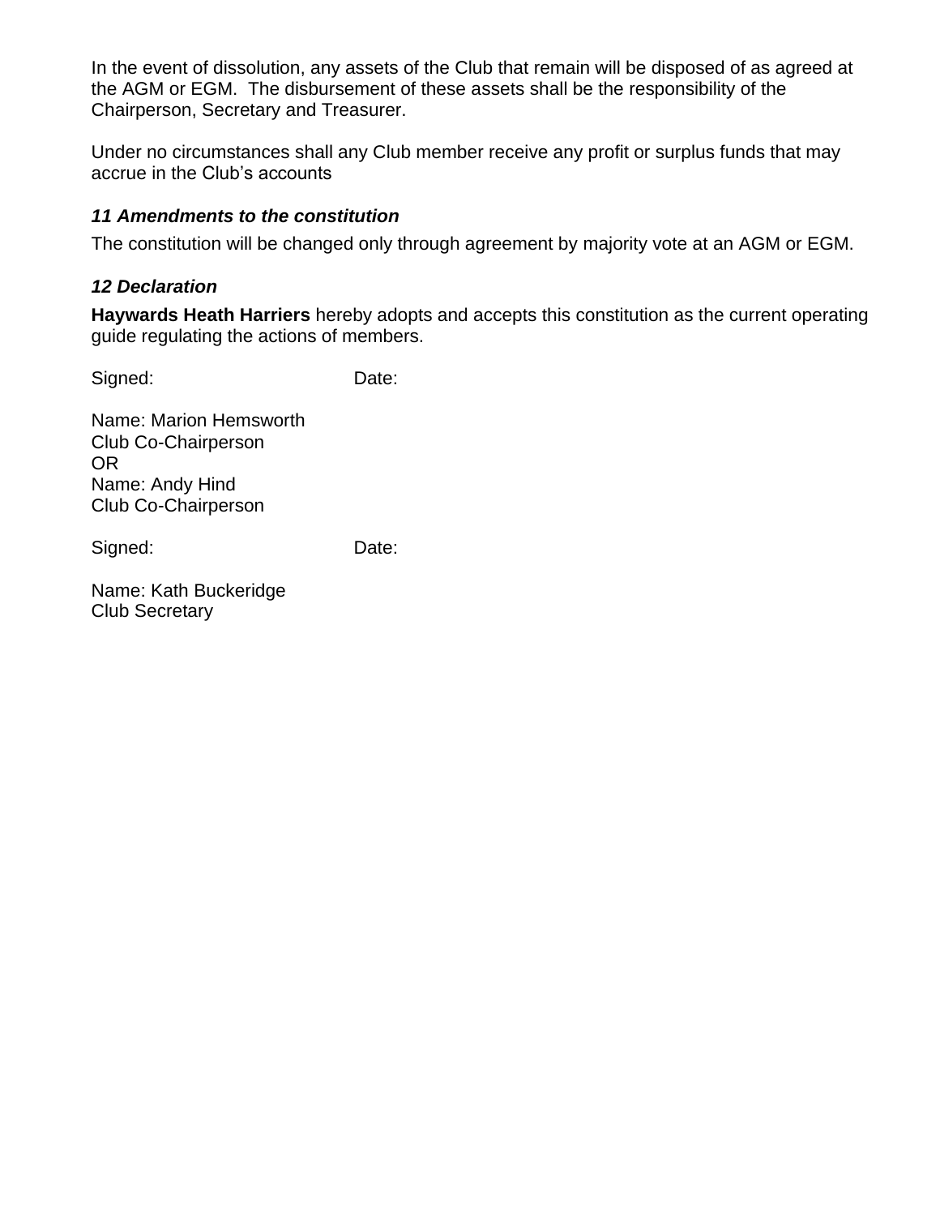In the event of dissolution, any assets of the Club that remain will be disposed of as agreed at the AGM or EGM.  The disbursement of these assets shall be the responsibility of the Chairperson, Secretary and Treasurer.

Under no circumstances shall any Club member receive any profit or surplus funds that may accrue in the Club's accounts

### *11 Amendments to the constitution*

The constitution will be changed only through agreement by majority vote at an AGM or EGM.

### *12 Declaration*

**Haywards Heath Harriers** hereby adopts and accepts this constitution as the current operating guide regulating the actions of members.

Signed: Date:

Name: Marion Hemsworth
Club Co-Chairperson
OR
Name: Andy Hind
Club Co-Chairperson

Signed: Date:

Name: Kath Buckeridge
Club Secretary